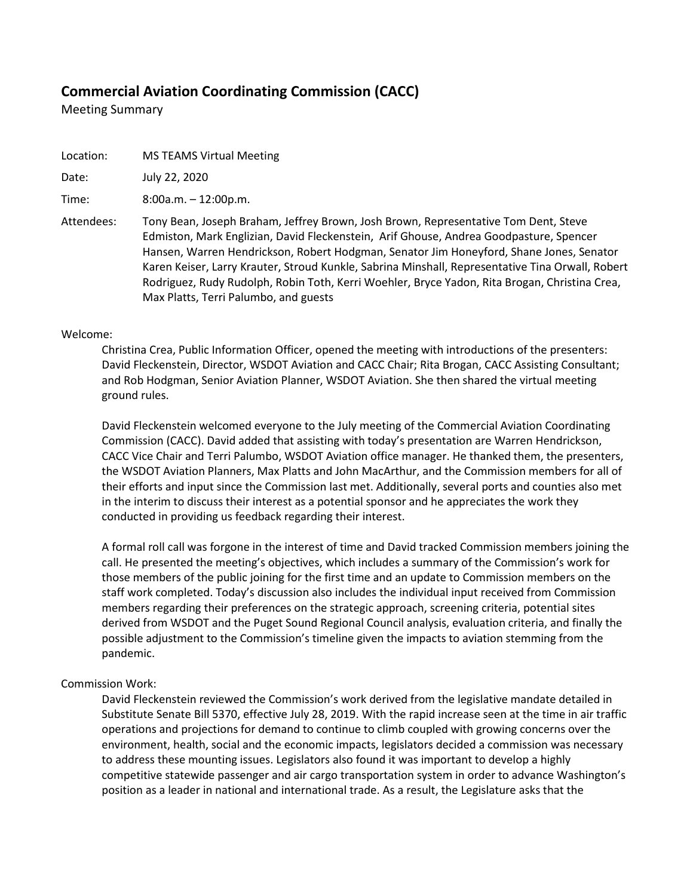# Commercial Aviation Coordinating Commission (CACC)

Meeting Summary

Location: MS TEAMS Virtual Meeting

Date: July 22, 2020

Time: 8:00a.m. – 12:00p.m.

Attendees: Tony Bean, Joseph Braham, Jeffrey Brown, Josh Brown, Representative Tom Dent, Steve Edmiston, Mark Englizian, David Fleckenstein, Arif Ghouse, Andrea Goodpasture, Spencer Hansen, Warren Hendrickson, Robert Hodgman, Senator Jim Honeyford, Shane Jones, Senator Karen Keiser, Larry Krauter, Stroud Kunkle, Sabrina Minshall, Representative Tina Orwall, Robert Rodriguez, Rudy Rudolph, Robin Toth, Kerri Woehler, Bryce Yadon, Rita Brogan, Christina Crea, Max Platts, Terri Palumbo, and guests

Welcome:

Christina Crea, Public Information Officer, opened the meeting with introductions of the presenters: David Fleckenstein, Director, WSDOT Aviation and CACC Chair; Rita Brogan, CACC Assisting Consultant; and Rob Hodgman, Senior Aviation Planner, WSDOT Aviation. She then shared the virtual meeting ground rules.

David Fleckenstein welcomed everyone to the July meeting of the Commercial Aviation Coordinating Commission (CACC). David added that assisting with today's presentation are Warren Hendrickson, CACC Vice Chair and Terri Palumbo, WSDOT Aviation office manager. He thanked them, the presenters, the WSDOT Aviation Planners, Max Platts and John MacArthur, and the Commission members for all of their efforts and input since the Commission last met. Additionally, several ports and counties also met in the interim to discuss their interest as a potential sponsor and he appreciates the work they conducted in providing us feedback regarding their interest.

A formal roll call was forgone in the interest of time and David tracked Commission members joining the call. He presented the meeting's objectives, which includes a summary of the Commission's work for those members of the public joining for the first time and an update to Commission members on the staff work completed. Today's discussion also includes the individual input received from Commission members regarding their preferences on the strategic approach, screening criteria, potential sites derived from WSDOT and the Puget Sound Regional Council analysis, evaluation criteria, and finally the possible adjustment to the Commission's timeline given the impacts to aviation stemming from the pandemic.

Commission Work:

David Fleckenstein reviewed the Commission's work derived from the legislative mandate detailed in Substitute Senate Bill 5370, effective July 28, 2019. With the rapid increase seen at the time in air traffic operations and projections for demand to continue to climb coupled with growing concerns over the environment, health, social and the economic impacts, legislators decided a commission was necessary to address these mounting issues. Legislators also found it was important to develop a highly competitive statewide passenger and air cargo transportation system in order to advance Washington's position as a leader in national and international trade. As a result, the Legislature asks that the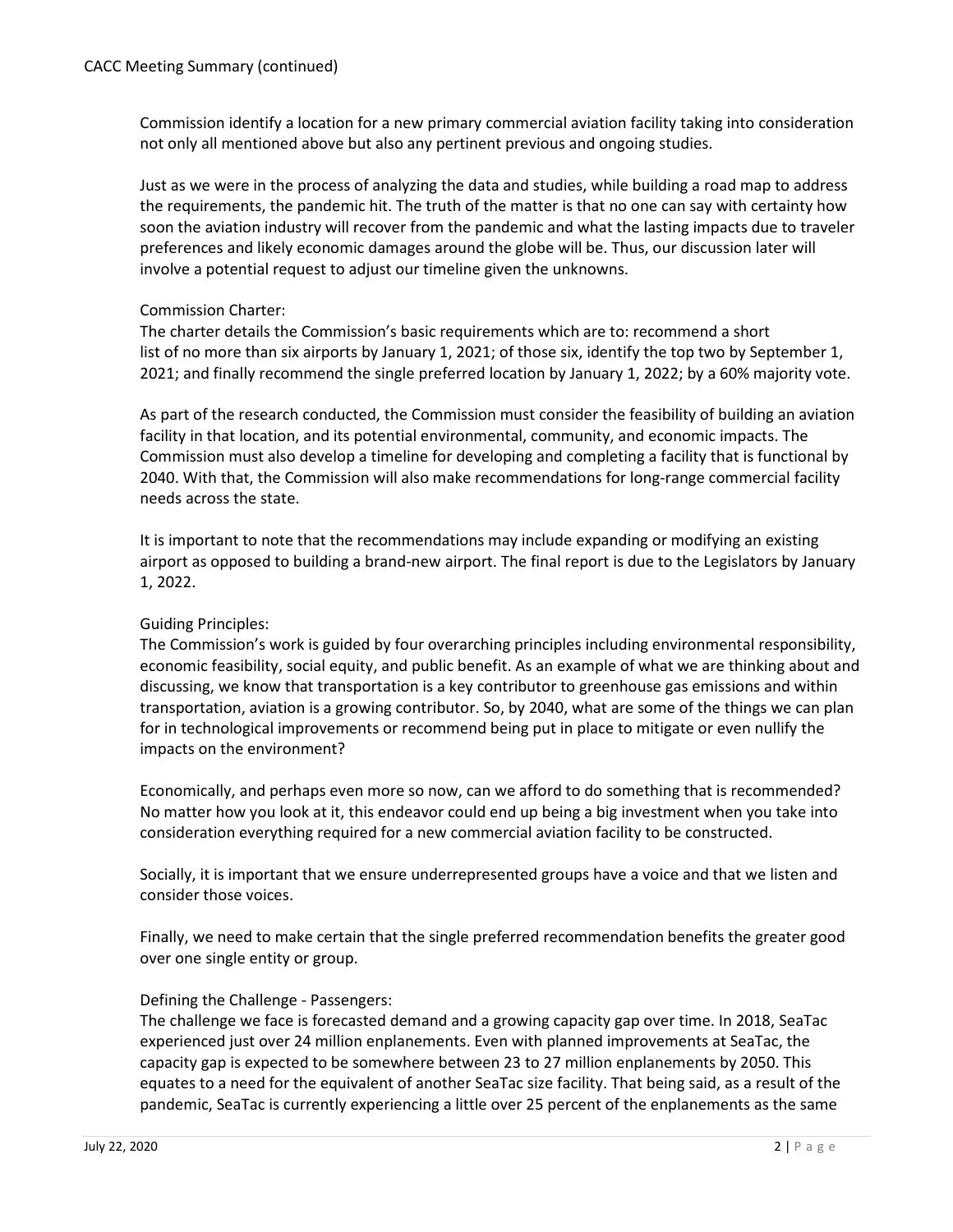Commission identify a location for a new primary commercial aviation facility taking into consideration not only all mentioned above but also any pertinent previous and ongoing studies.

Just as we were in the process of analyzing the data and studies, while building a road map to address the requirements, the pandemic hit. The truth of the matter is that no one can say with certainty how soon the aviation industry will recover from the pandemic and what the lasting impacts due to traveler preferences and likely economic damages around the globe will be. Thus, our discussion later will involve a potential request to adjust our timeline given the unknowns.

Commission Charter:
The charter details the Commission's basic requirements which are to: recommend a short list of no more than six airports by January 1, 2021; of those six, identify the top two by September 1, 2021; and finally recommend the single preferred location by January 1, 2022; by a 60% majority vote.

As part of the research conducted, the Commission must consider the feasibility of building an aviation facility in that location, and its potential environmental, community, and economic impacts. The Commission must also develop a timeline for developing and completing a facility that is functional by 2040. With that, the Commission will also make recommendations for long-range commercial facility needs across the state.

It is important to note that the recommendations may include expanding or modifying an existing airport as opposed to building a brand-new airport. The final report is due to the Legislators by January 1, 2022.

Guiding Principles:
The Commission's work is guided by four overarching principles including environmental responsibility, economic feasibility, social equity, and public benefit. As an example of what we are thinking about and discussing, we know that transportation is a key contributor to greenhouse gas emissions and within transportation, aviation is a growing contributor. So, by 2040, what are some of the things we can plan for in technological improvements or recommend being put in place to mitigate or even nullify the impacts on the environment?

Economically, and perhaps even more so now, can we afford to do something that is recommended? No matter how you look at it, this endeavor could end up being a big investment when you take into consideration everything required for a new commercial aviation facility to be constructed.

Socially, it is important that we ensure underrepresented groups have a voice and that we listen and consider those voices.

Finally, we need to make certain that the single preferred recommendation benefits the greater good over one single entity or group.

Defining the Challenge - Passengers:
The challenge we face is forecasted demand and a growing capacity gap over time. In 2018, SeaTac experienced just over 24 million enplanements. Even with planned improvements at SeaTac, the capacity gap is expected to be somewhere between 23 to 27 million enplanements by 2050. This equates to a need for the equivalent of another SeaTac size facility. That being said, as a result of the pandemic, SeaTac is currently experiencing a little over 25 percent of the enplanements as the same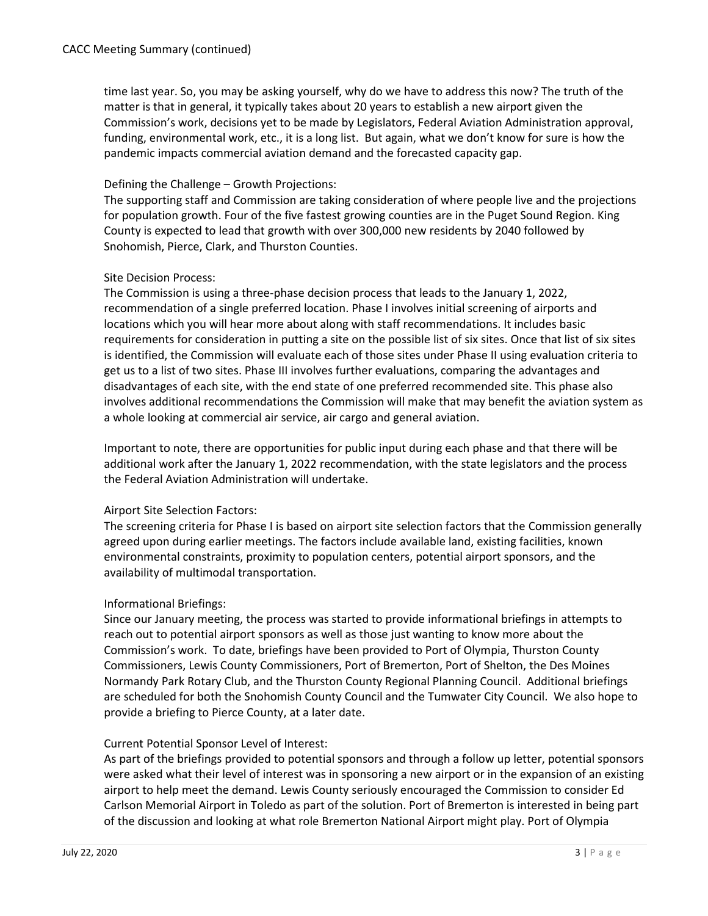time last year. So, you may be asking yourself, why do we have to address this now? The truth of the matter is that in general, it typically takes about 20 years to establish a new airport given the Commission's work, decisions yet to be made by Legislators, Federal Aviation Administration approval, funding, environmental work, etc., it is a long list. But again, what we don't know for sure is how the pandemic impacts commercial aviation demand and the forecasted capacity gap.

Defining the Challenge – Growth Projections:
The supporting staff and Commission are taking consideration of where people live and the projections for population growth. Four of the five fastest growing counties are in the Puget Sound Region. King County is expected to lead that growth with over 300,000 new residents by 2040 followed by Snohomish, Pierce, Clark, and Thurston Counties.

Site Decision Process:
The Commission is using a three-phase decision process that leads to the January 1, 2022, recommendation of a single preferred location. Phase I involves initial screening of airports and locations which you will hear more about along with staff recommendations. It includes basic requirements for consideration in putting a site on the possible list of six sites. Once that list of six sites is identified, the Commission will evaluate each of those sites under Phase II using evaluation criteria to get us to a list of two sites. Phase III involves further evaluations, comparing the advantages and disadvantages of each site, with the end state of one preferred recommended site. This phase also involves additional recommendations the Commission will make that may benefit the aviation system as a whole looking at commercial air service, air cargo and general aviation.

Important to note, there are opportunities for public input during each phase and that there will be additional work after the January 1, 2022 recommendation, with the state legislators and the process the Federal Aviation Administration will undertake.

Airport Site Selection Factors:
The screening criteria for Phase I is based on airport site selection factors that the Commission generally agreed upon during earlier meetings. The factors include available land, existing facilities, known environmental constraints, proximity to population centers, potential airport sponsors, and the availability of multimodal transportation.

Informational Briefings:
Since our January meeting, the process was started to provide informational briefings in attempts to reach out to potential airport sponsors as well as those just wanting to know more about the Commission's work. To date, briefings have been provided to Port of Olympia, Thurston County Commissioners, Lewis County Commissioners, Port of Bremerton, Port of Shelton, the Des Moines Normandy Park Rotary Club, and the Thurston County Regional Planning Council. Additional briefings are scheduled for both the Snohomish County Council and the Tumwater City Council. We also hope to provide a briefing to Pierce County, at a later date.

Current Potential Sponsor Level of Interest:
As part of the briefings provided to potential sponsors and through a follow up letter, potential sponsors were asked what their level of interest was in sponsoring a new airport or in the expansion of an existing airport to help meet the demand. Lewis County seriously encouraged the Commission to consider Ed Carlson Memorial Airport in Toledo as part of the solution. Port of Bremerton is interested in being part of the discussion and looking at what role Bremerton National Airport might play. Port of Olympia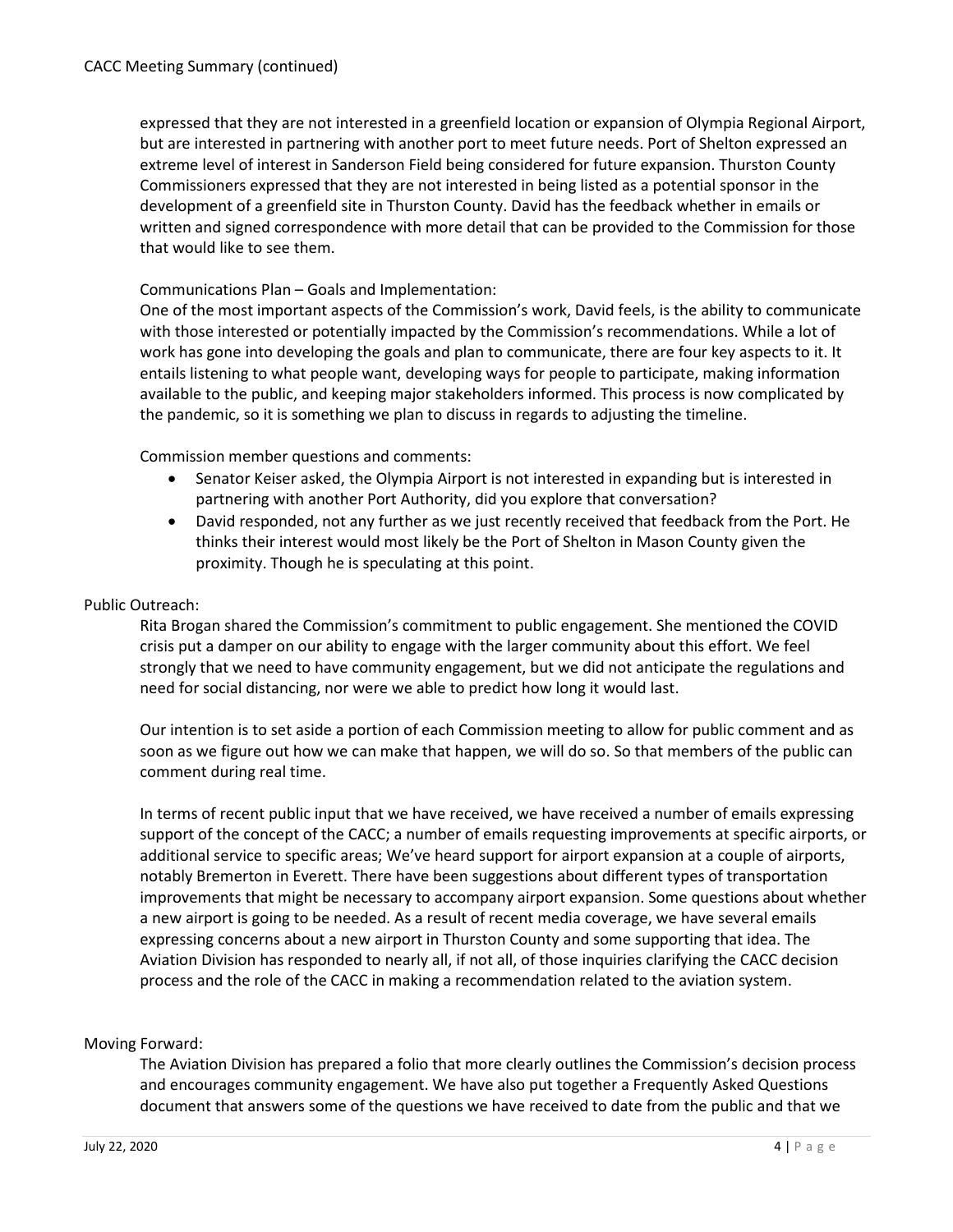expressed that they are not interested in a greenfield location or expansion of Olympia Regional Airport, but are interested in partnering with another port to meet future needs. Port of Shelton expressed an extreme level of interest in Sanderson Field being considered for future expansion. Thurston County Commissioners expressed that they are not interested in being listed as a potential sponsor in the development of a greenfield site in Thurston County. David has the feedback whether in emails or written and signed correspondence with more detail that can be provided to the Commission for those that would like to see them.

Communications Plan – Goals and Implementation:
One of the most important aspects of the Commission's work, David feels, is the ability to communicate with those interested or potentially impacted by the Commission's recommendations. While a lot of work has gone into developing the goals and plan to communicate, there are four key aspects to it. It entails listening to what people want, developing ways for people to participate, making information available to the public, and keeping major stakeholders informed. This process is now complicated by the pandemic, so it is something we plan to discuss in regards to adjusting the timeline.

Commission member questions and comments:

- Senator Keiser asked, the Olympia Airport is not interested in expanding but is interested in partnering with another Port Authority, did you explore that conversation?
- David responded, not any further as we just recently received that feedback from the Port. He thinks their interest would most likely be the Port of Shelton in Mason County given the proximity. Though he is speculating at this point.

Public Outreach:

Rita Brogan shared the Commission's commitment to public engagement. She mentioned the COVID crisis put a damper on our ability to engage with the larger community about this effort. We feel strongly that we need to have community engagement, but we did not anticipate the regulations and need for social distancing, nor were we able to predict how long it would last.

Our intention is to set aside a portion of each Commission meeting to allow for public comment and as soon as we figure out how we can make that happen, we will do so. So that members of the public can comment during real time.

In terms of recent public input that we have received, we have received a number of emails expressing support of the concept of the CACC; a number of emails requesting improvements at specific airports, or additional service to specific areas; We've heard support for airport expansion at a couple of airports, notably Bremerton in Everett. There have been suggestions about different types of transportation improvements that might be necessary to accompany airport expansion. Some questions about whether a new airport is going to be needed. As a result of recent media coverage, we have several emails expressing concerns about a new airport in Thurston County and some supporting that idea. The Aviation Division has responded to nearly all, if not all, of those inquiries clarifying the CACC decision process and the role of the CACC in making a recommendation related to the aviation system.

Moving Forward:

The Aviation Division has prepared a folio that more clearly outlines the Commission's decision process and encourages community engagement. We have also put together a Frequently Asked Questions document that answers some of the questions we have received to date from the public and that we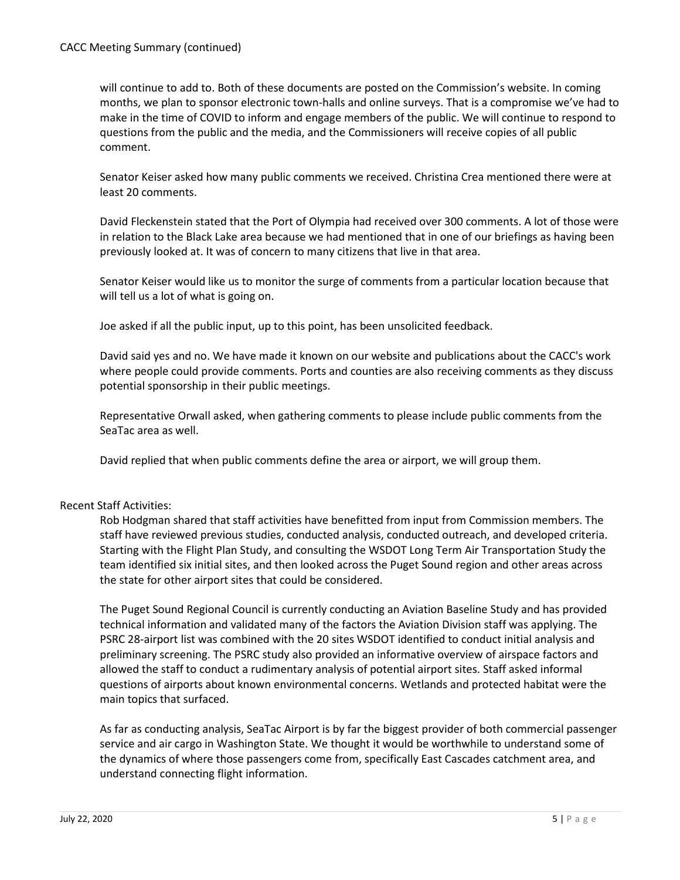will continue to add to. Both of these documents are posted on the Commission's website. In coming months, we plan to sponsor electronic town-halls and online surveys. That is a compromise we've had to make in the time of COVID to inform and engage members of the public. We will continue to respond to questions from the public and the media, and the Commissioners will receive copies of all public comment.

Senator Keiser asked how many public comments we received. Christina Crea mentioned there were at least 20 comments.

David Fleckenstein stated that the Port of Olympia had received over 300 comments. A lot of those were in relation to the Black Lake area because we had mentioned that in one of our briefings as having been previously looked at. It was of concern to many citizens that live in that area.

Senator Keiser would like us to monitor the surge of comments from a particular location because that will tell us a lot of what is going on.

Joe asked if all the public input, up to this point, has been unsolicited feedback.

David said yes and no. We have made it known on our website and publications about the CACC's work where people could provide comments. Ports and counties are also receiving comments as they discuss potential sponsorship in their public meetings.

Representative Orwall asked, when gathering comments to please include public comments from the SeaTac area as well.

David replied that when public comments define the area or airport, we will group them.

Recent Staff Activities:

Rob Hodgman shared that staff activities have benefitted from input from Commission members. The staff have reviewed previous studies, conducted analysis, conducted outreach, and developed criteria. Starting with the Flight Plan Study, and consulting the WSDOT Long Term Air Transportation Study the team identified six initial sites, and then looked across the Puget Sound region and other areas across the state for other airport sites that could be considered.

The Puget Sound Regional Council is currently conducting an Aviation Baseline Study and has provided technical information and validated many of the factors the Aviation Division staff was applying. The PSRC 28-airport list was combined with the 20 sites WSDOT identified to conduct initial analysis and preliminary screening. The PSRC study also provided an informative overview of airspace factors and allowed the staff to conduct a rudimentary analysis of potential airport sites. Staff asked informal questions of airports about known environmental concerns. Wetlands and protected habitat were the main topics that surfaced.

As far as conducting analysis, SeaTac Airport is by far the biggest provider of both commercial passenger service and air cargo in Washington State. We thought it would be worthwhile to understand some of the dynamics of where those passengers come from, specifically East Cascades catchment area, and understand connecting flight information.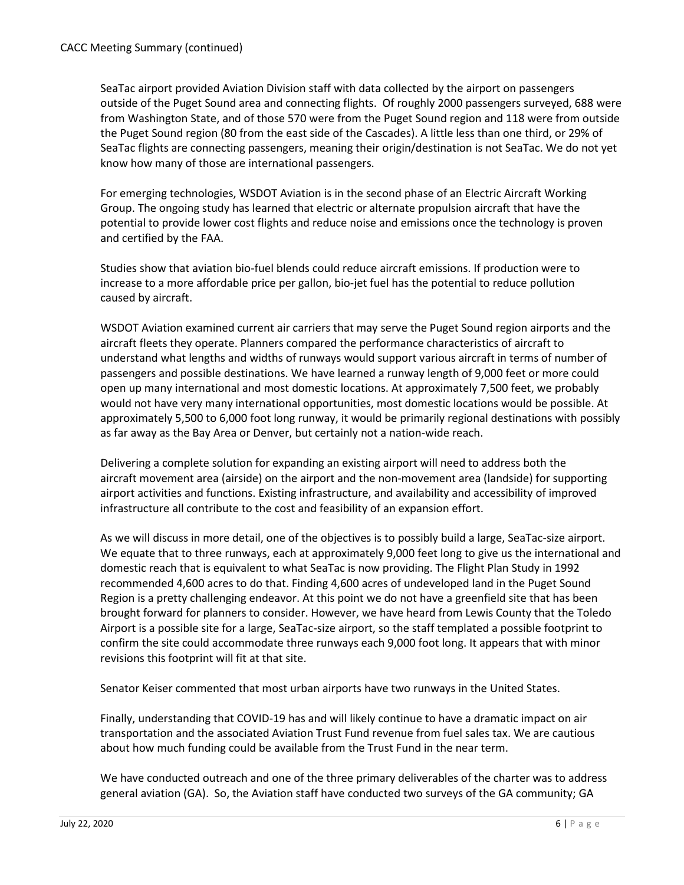SeaTac airport provided Aviation Division staff with data collected by the airport on passengers outside of the Puget Sound area and connecting flights. Of roughly 2000 passengers surveyed, 688 were from Washington State, and of those 570 were from the Puget Sound region and 118 were from outside the Puget Sound region (80 from the east side of the Cascades). A little less than one third, or 29% of SeaTac flights are connecting passengers, meaning their origin/destination is not SeaTac. We do not yet know how many of those are international passengers.

For emerging technologies, WSDOT Aviation is in the second phase of an Electric Aircraft Working Group. The ongoing study has learned that electric or alternate propulsion aircraft that have the potential to provide lower cost flights and reduce noise and emissions once the technology is proven and certified by the FAA.

Studies show that aviation bio-fuel blends could reduce aircraft emissions. If production were to increase to a more affordable price per gallon, bio-jet fuel has the potential to reduce pollution caused by aircraft.

WSDOT Aviation examined current air carriers that may serve the Puget Sound region airports and the aircraft fleets they operate. Planners compared the performance characteristics of aircraft to understand what lengths and widths of runways would support various aircraft in terms of number of passengers and possible destinations. We have learned a runway length of 9,000 feet or more could open up many international and most domestic locations. At approximately 7,500 feet, we probably would not have very many international opportunities, most domestic locations would be possible. At approximately 5,500 to 6,000 foot long runway, it would be primarily regional destinations with possibly as far away as the Bay Area or Denver, but certainly not a nation-wide reach.

Delivering a complete solution for expanding an existing airport will need to address both the aircraft movement area (airside) on the airport and the non-movement area (landside) for supporting airport activities and functions. Existing infrastructure, and availability and accessibility of improved infrastructure all contribute to the cost and feasibility of an expansion effort.

As we will discuss in more detail, one of the objectives is to possibly build a large, SeaTac-size airport. We equate that to three runways, each at approximately 9,000 feet long to give us the international and domestic reach that is equivalent to what SeaTac is now providing. The Flight Plan Study in 1992 recommended 4,600 acres to do that. Finding 4,600 acres of undeveloped land in the Puget Sound Region is a pretty challenging endeavor. At this point we do not have a greenfield site that has been brought forward for planners to consider. However, we have heard from Lewis County that the Toledo Airport is a possible site for a large, SeaTac-size airport, so the staff templated a possible footprint to confirm the site could accommodate three runways each 9,000 foot long. It appears that with minor revisions this footprint will fit at that site.

Senator Keiser commented that most urban airports have two runways in the United States.

Finally, understanding that COVID-19 has and will likely continue to have a dramatic impact on air transportation and the associated Aviation Trust Fund revenue from fuel sales tax. We are cautious about how much funding could be available from the Trust Fund in the near term.

We have conducted outreach and one of the three primary deliverables of the charter was to address general aviation (GA). So, the Aviation staff have conducted two surveys of the GA community; GA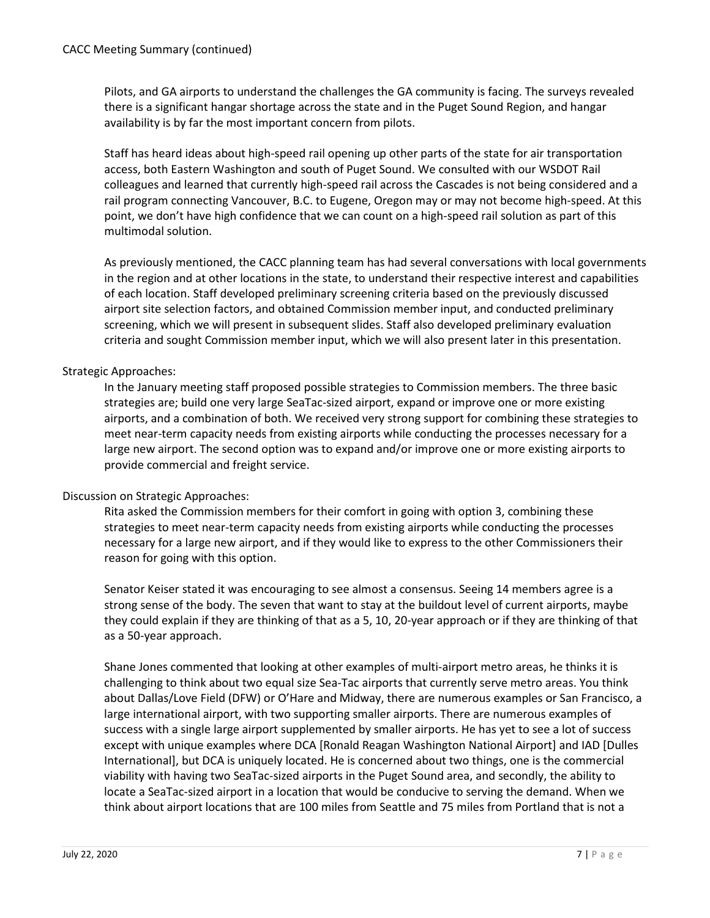Pilots, and GA airports to understand the challenges the GA community is facing. The surveys revealed there is a significant hangar shortage across the state and in the Puget Sound Region, and hangar availability is by far the most important concern from pilots.

Staff has heard ideas about high-speed rail opening up other parts of the state for air transportation access, both Eastern Washington and south of Puget Sound. We consulted with our WSDOT Rail colleagues and learned that currently high-speed rail across the Cascades is not being considered and a rail program connecting Vancouver, B.C. to Eugene, Oregon may or may not become high-speed. At this point, we don't have high confidence that we can count on a high-speed rail solution as part of this multimodal solution.

As previously mentioned, the CACC planning team has had several conversations with local governments in the region and at other locations in the state, to understand their respective interest and capabilities of each location. Staff developed preliminary screening criteria based on the previously discussed airport site selection factors, and obtained Commission member input, and conducted preliminary screening, which we will present in subsequent slides. Staff also developed preliminary evaluation criteria and sought Commission member input, which we will also present later in this presentation.

Strategic Approaches:

In the January meeting staff proposed possible strategies to Commission members. The three basic strategies are; build one very large SeaTac-sized airport, expand or improve one or more existing airports, and a combination of both. We received very strong support for combining these strategies to meet near-term capacity needs from existing airports while conducting the processes necessary for a large new airport. The second option was to expand and/or improve one or more existing airports to provide commercial and freight service.

Discussion on Strategic Approaches:

Rita asked the Commission members for their comfort in going with option 3, combining these strategies to meet near-term capacity needs from existing airports while conducting the processes necessary for a large new airport, and if they would like to express to the other Commissioners their reason for going with this option.

Senator Keiser stated it was encouraging to see almost a consensus. Seeing 14 members agree is a strong sense of the body. The seven that want to stay at the buildout level of current airports, maybe they could explain if they are thinking of that as a 5, 10, 20-year approach or if they are thinking of that as a 50-year approach.

Shane Jones commented that looking at other examples of multi-airport metro areas, he thinks it is challenging to think about two equal size Sea-Tac airports that currently serve metro areas. You think about Dallas/Love Field (DFW) or O'Hare and Midway, there are numerous examples or San Francisco, a large international airport, with two supporting smaller airports. There are numerous examples of success with a single large airport supplemented by smaller airports. He has yet to see a lot of success except with unique examples where DCA [Ronald Reagan Washington National Airport] and IAD [Dulles International], but DCA is uniquely located. He is concerned about two things, one is the commercial viability with having two SeaTac-sized airports in the Puget Sound area, and secondly, the ability to locate a SeaTac-sized airport in a location that would be conducive to serving the demand. When we think about airport locations that are 100 miles from Seattle and 75 miles from Portland that is not a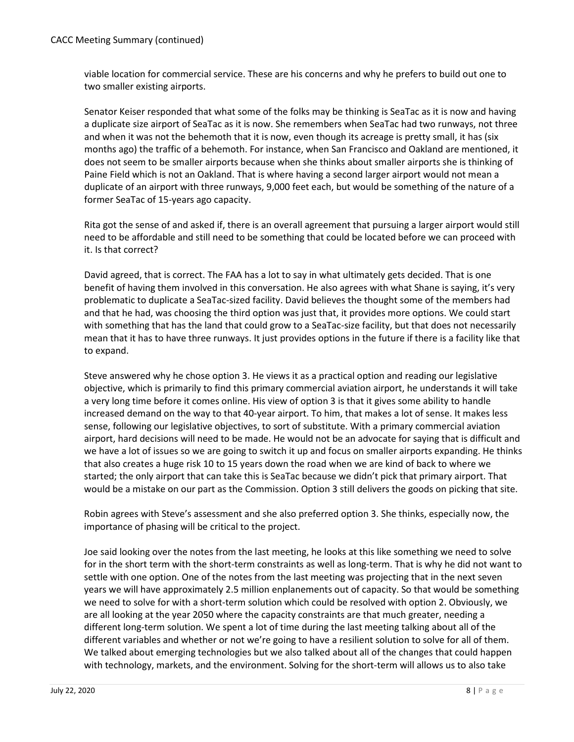viable location for commercial service. These are his concerns and why he prefers to build out one to two smaller existing airports.

Senator Keiser responded that what some of the folks may be thinking is SeaTac as it is now and having a duplicate size airport of SeaTac as it is now. She remembers when SeaTac had two runways, not three and when it was not the behemoth that it is now, even though its acreage is pretty small, it has (six months ago) the traffic of a behemoth. For instance, when San Francisco and Oakland are mentioned, it does not seem to be smaller airports because when she thinks about smaller airports she is thinking of Paine Field which is not an Oakland. That is where having a second larger airport would not mean a duplicate of an airport with three runways, 9,000 feet each, but would be something of the nature of a former SeaTac of 15-years ago capacity.

Rita got the sense of and asked if, there is an overall agreement that pursuing a larger airport would still need to be affordable and still need to be something that could be located before we can proceed with it. Is that correct?

David agreed, that is correct. The FAA has a lot to say in what ultimately gets decided. That is one benefit of having them involved in this conversation. He also agrees with what Shane is saying, it's very problematic to duplicate a SeaTac-sized facility. David believes the thought some of the members had and that he had, was choosing the third option was just that, it provides more options. We could start with something that has the land that could grow to a SeaTac-size facility, but that does not necessarily mean that it has to have three runways. It just provides options in the future if there is a facility like that to expand.

Steve answered why he chose option 3. He views it as a practical option and reading our legislative objective, which is primarily to find this primary commercial aviation airport, he understands it will take a very long time before it comes online. His view of option 3 is that it gives some ability to handle increased demand on the way to that 40-year airport. To him, that makes a lot of sense. It makes less sense, following our legislative objectives, to sort of substitute. With a primary commercial aviation airport, hard decisions will need to be made. He would not be an advocate for saying that is difficult and we have a lot of issues so we are going to switch it up and focus on smaller airports expanding. He thinks that also creates a huge risk 10 to 15 years down the road when we are kind of back to where we started; the only airport that can take this is SeaTac because we didn't pick that primary airport. That would be a mistake on our part as the Commission. Option 3 still delivers the goods on picking that site.

Robin agrees with Steve's assessment and she also preferred option 3. She thinks, especially now, the importance of phasing will be critical to the project.

Joe said looking over the notes from the last meeting, he looks at this like something we need to solve for in the short term with the short-term constraints as well as long-term. That is why he did not want to settle with one option. One of the notes from the last meeting was projecting that in the next seven years we will have approximately 2.5 million enplanements out of capacity. So that would be something we need to solve for with a short-term solution which could be resolved with option 2. Obviously, we are all looking at the year 2050 where the capacity constraints are that much greater, needing a different long-term solution. We spent a lot of time during the last meeting talking about all of the different variables and whether or not we're going to have a resilient solution to solve for all of them. We talked about emerging technologies but we also talked about all of the changes that could happen with technology, markets, and the environment. Solving for the short-term will allows us to also take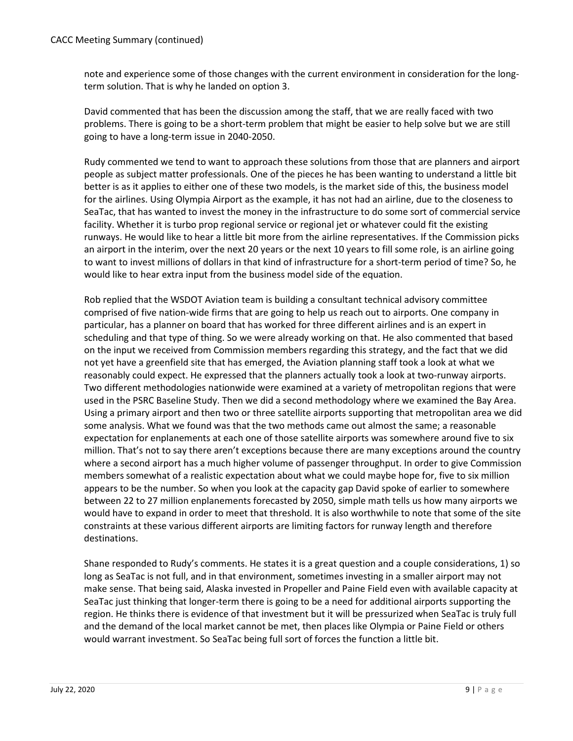note and experience some of those changes with the current environment in consideration for the long-term solution. That is why he landed on option 3.

David commented that has been the discussion among the staff, that we are really faced with two problems. There is going to be a short-term problem that might be easier to help solve but we are still going to have a long-term issue in 2040-2050.

Rudy commented we tend to want to approach these solutions from those that are planners and airport people as subject matter professionals. One of the pieces he has been wanting to understand a little bit better is as it applies to either one of these two models, is the market side of this, the business model for the airlines. Using Olympia Airport as the example, it has not had an airline, due to the closeness to SeaTac, that has wanted to invest the money in the infrastructure to do some sort of commercial service facility. Whether it is turbo prop regional service or regional jet or whatever could fit the existing runways. He would like to hear a little bit more from the airline representatives. If the Commission picks an airport in the interim, over the next 20 years or the next 10 years to fill some role, is an airline going to want to invest millions of dollars in that kind of infrastructure for a short-term period of time? So, he would like to hear extra input from the business model side of the equation.

Rob replied that the WSDOT Aviation team is building a consultant technical advisory committee comprised of five nation-wide firms that are going to help us reach out to airports. One company in particular, has a planner on board that has worked for three different airlines and is an expert in scheduling and that type of thing. So we were already working on that. He also commented that based on the input we received from Commission members regarding this strategy, and the fact that we did not yet have a greenfield site that has emerged, the Aviation planning staff took a look at what we reasonably could expect. He expressed that the planners actually took a look at two-runway airports. Two different methodologies nationwide were examined at a variety of metropolitan regions that were used in the PSRC Baseline Study. Then we did a second methodology where we examined the Bay Area. Using a primary airport and then two or three satellite airports supporting that metropolitan area we did some analysis. What we found was that the two methods came out almost the same; a reasonable expectation for enplanements at each one of those satellite airports was somewhere around five to six million. That's not to say there aren't exceptions because there are many exceptions around the country where a second airport has a much higher volume of passenger throughput. In order to give Commission members somewhat of a realistic expectation about what we could maybe hope for, five to six million appears to be the number. So when you look at the capacity gap David spoke of earlier to somewhere between 22 to 27 million enplanements forecasted by 2050, simple math tells us how many airports we would have to expand in order to meet that threshold. It is also worthwhile to note that some of the site constraints at these various different airports are limiting factors for runway length and therefore destinations.

Shane responded to Rudy's comments. He states it is a great question and a couple considerations, 1) so long as SeaTac is not full, and in that environment, sometimes investing in a smaller airport may not make sense. That being said, Alaska invested in Propeller and Paine Field even with available capacity at SeaTac just thinking that longer-term there is going to be a need for additional airports supporting the region. He thinks there is evidence of that investment but it will be pressurized when SeaTac is truly full and the demand of the local market cannot be met, then places like Olympia or Paine Field or others would warrant investment. So SeaTac being full sort of forces the function a little bit.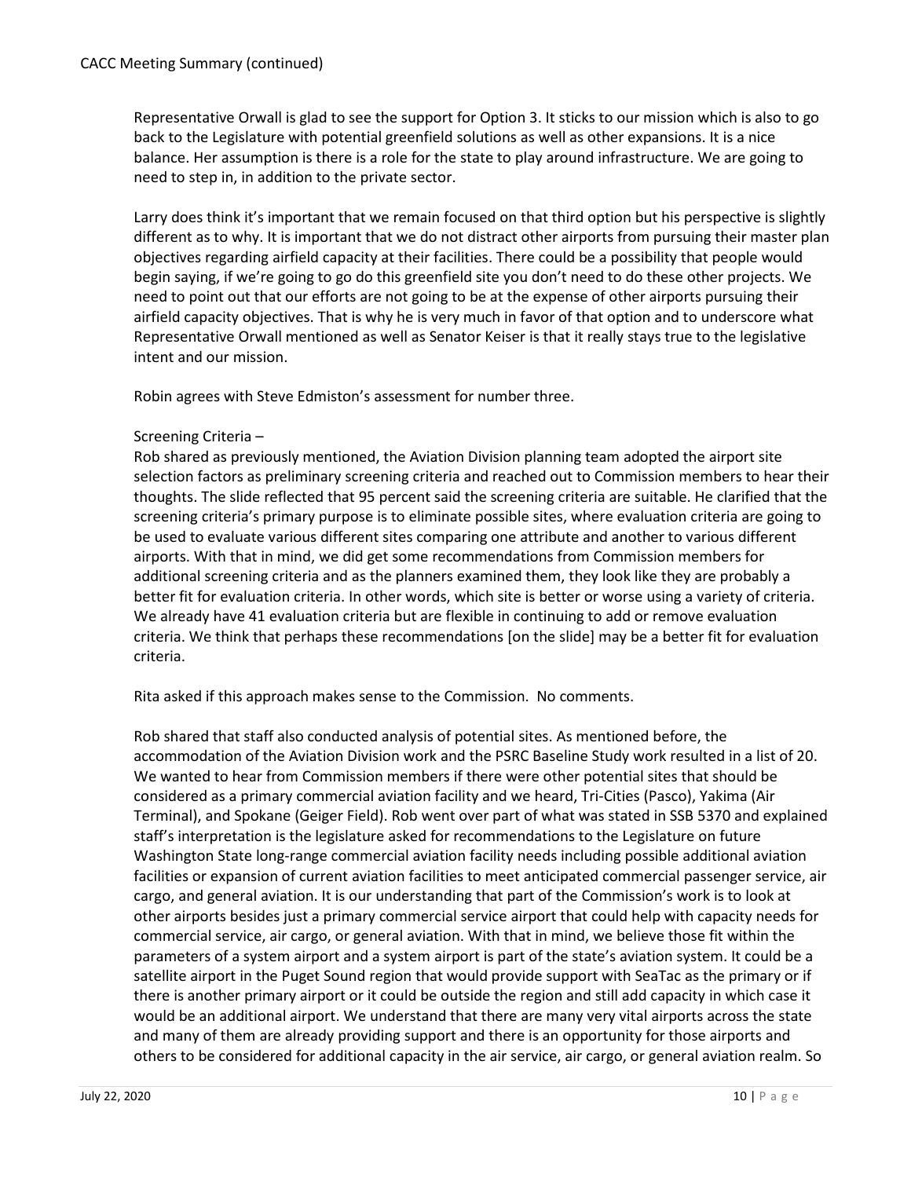Representative Orwall is glad to see the support for Option 3. It sticks to our mission which is also to go back to the Legislature with potential greenfield solutions as well as other expansions. It is a nice balance. Her assumption is there is a role for the state to play around infrastructure. We are going to need to step in, in addition to the private sector.

Larry does think it's important that we remain focused on that third option but his perspective is slightly different as to why. It is important that we do not distract other airports from pursuing their master plan objectives regarding airfield capacity at their facilities. There could be a possibility that people would begin saying, if we're going to go do this greenfield site you don't need to do these other projects. We need to point out that our efforts are not going to be at the expense of other airports pursuing their airfield capacity objectives. That is why he is very much in favor of that option and to underscore what Representative Orwall mentioned as well as Senator Keiser is that it really stays true to the legislative intent and our mission.

Robin agrees with Steve Edmiston's assessment for number three.

Screening Criteria –
Rob shared as previously mentioned, the Aviation Division planning team adopted the airport site selection factors as preliminary screening criteria and reached out to Commission members to hear their thoughts. The slide reflected that 95 percent said the screening criteria are suitable. He clarified that the screening criteria's primary purpose is to eliminate possible sites, where evaluation criteria are going to be used to evaluate various different sites comparing one attribute and another to various different airports. With that in mind, we did get some recommendations from Commission members for additional screening criteria and as the planners examined them, they look like they are probably a better fit for evaluation criteria. In other words, which site is better or worse using a variety of criteria. We already have 41 evaluation criteria but are flexible in continuing to add or remove evaluation criteria. We think that perhaps these recommendations [on the slide] may be a better fit for evaluation criteria.

Rita asked if this approach makes sense to the Commission. No comments.

Rob shared that staff also conducted analysis of potential sites. As mentioned before, the accommodation of the Aviation Division work and the PSRC Baseline Study work resulted in a list of 20. We wanted to hear from Commission members if there were other potential sites that should be considered as a primary commercial aviation facility and we heard, Tri-Cities (Pasco), Yakima (Air Terminal), and Spokane (Geiger Field). Rob went over part of what was stated in SSB 5370 and explained staff's interpretation is the legislature asked for recommendations to the Legislature on future Washington State long-range commercial aviation facility needs including possible additional aviation facilities or expansion of current aviation facilities to meet anticipated commercial passenger service, air cargo, and general aviation. It is our understanding that part of the Commission's work is to look at other airports besides just a primary commercial service airport that could help with capacity needs for commercial service, air cargo, or general aviation. With that in mind, we believe those fit within the parameters of a system airport and a system airport is part of the state's aviation system. It could be a satellite airport in the Puget Sound region that would provide support with SeaTac as the primary or if there is another primary airport or it could be outside the region and still add capacity in which case it would be an additional airport. We understand that there are many very vital airports across the state and many of them are already providing support and there is an opportunity for those airports and others to be considered for additional capacity in the air service, air cargo, or general aviation realm. So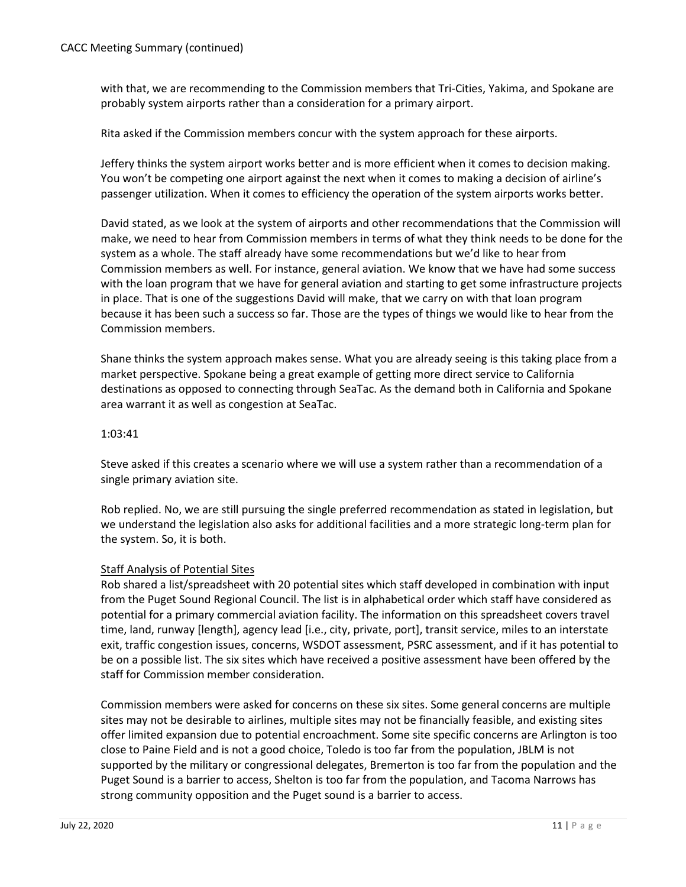with that, we are recommending to the Commission members that Tri-Cities, Yakima, and Spokane are probably system airports rather than a consideration for a primary airport.

Rita asked if the Commission members concur with the system approach for these airports.

Jeffery thinks the system airport works better and is more efficient when it comes to decision making. You won't be competing one airport against the next when it comes to making a decision of airline's passenger utilization. When it comes to efficiency the operation of the system airports works better.

David stated, as we look at the system of airports and other recommendations that the Commission will make, we need to hear from Commission members in terms of what they think needs to be done for the system as a whole. The staff already have some recommendations but we'd like to hear from Commission members as well. For instance, general aviation. We know that we have had some success with the loan program that we have for general aviation and starting to get some infrastructure projects in place. That is one of the suggestions David will make, that we carry on with that loan program because it has been such a success so far. Those are the types of things we would like to hear from the Commission members.

Shane thinks the system approach makes sense. What you are already seeing is this taking place from a market perspective. Spokane being a great example of getting more direct service to California destinations as opposed to connecting through SeaTac. As the demand both in California and Spokane area warrant it as well as congestion at SeaTac.

1:03:41

Steve asked if this creates a scenario where we will use a system rather than a recommendation of a single primary aviation site.

Rob replied. No, we are still pursuing the single preferred recommendation as stated in legislation, but we understand the legislation also asks for additional facilities and a more strategic long-term plan for the system. So, it is both.

Staff Analysis of Potential Sites

Rob shared a list/spreadsheet with 20 potential sites which staff developed in combination with input from the Puget Sound Regional Council. The list is in alphabetical order which staff have considered as potential for a primary commercial aviation facility. The information on this spreadsheet covers travel time, land, runway [length], agency lead [i.e., city, private, port], transit service, miles to an interstate exit, traffic congestion issues, concerns, WSDOT assessment, PSRC assessment, and if it has potential to be on a possible list. The six sites which have received a positive assessment have been offered by the staff for Commission member consideration.

Commission members were asked for concerns on these six sites. Some general concerns are multiple sites may not be desirable to airlines, multiple sites may not be financially feasible, and existing sites offer limited expansion due to potential encroachment. Some site specific concerns are Arlington is too close to Paine Field and is not a good choice, Toledo is too far from the population, JBLM is not supported by the military or congressional delegates, Bremerton is too far from the population and the Puget Sound is a barrier to access, Shelton is too far from the population, and Tacoma Narrows has strong community opposition and the Puget sound is a barrier to access.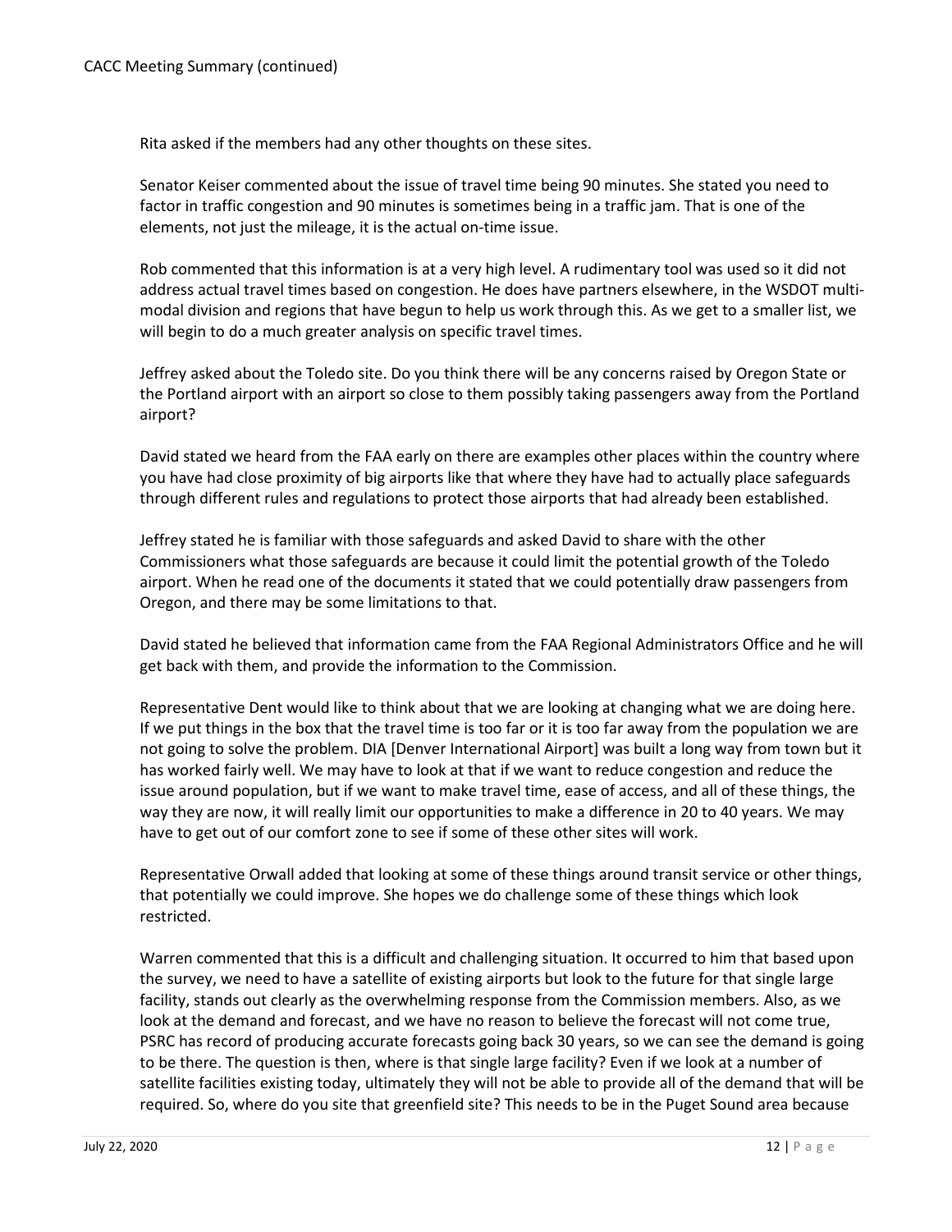Rita asked if the members had any other thoughts on these sites.

Senator Keiser commented about the issue of travel time being 90 minutes. She stated you need to factor in traffic congestion and 90 minutes is sometimes being in a traffic jam. That is one of the elements, not just the mileage, it is the actual on-time issue.

Rob commented that this information is at a very high level. A rudimentary tool was used so it did not address actual travel times based on congestion. He does have partners elsewhere, in the WSDOT multi-modal division and regions that have begun to help us work through this. As we get to a smaller list, we will begin to do a much greater analysis on specific travel times.

Jeffrey asked about the Toledo site. Do you think there will be any concerns raised by Oregon State or the Portland airport with an airport so close to them possibly taking passengers away from the Portland airport?

David stated we heard from the FAA early on there are examples other places within the country where you have had close proximity of big airports like that where they have had to actually place safeguards through different rules and regulations to protect those airports that had already been established.

Jeffrey stated he is familiar with those safeguards and asked David to share with the other Commissioners what those safeguards are because it could limit the potential growth of the Toledo airport. When he read one of the documents it stated that we could potentially draw passengers from Oregon, and there may be some limitations to that.

David stated he believed that information came from the FAA Regional Administrators Office and he will get back with them, and provide the information to the Commission.

Representative Dent would like to think about that we are looking at changing what we are doing here. If we put things in the box that the travel time is too far or it is too far away from the population we are not going to solve the problem. DIA [Denver International Airport] was built a long way from town but it has worked fairly well. We may have to look at that if we want to reduce congestion and reduce the issue around population, but if we want to make travel time, ease of access, and all of these things, the way they are now, it will really limit our opportunities to make a difference in 20 to 40 years. We may have to get out of our comfort zone to see if some of these other sites will work.

Representative Orwall added that looking at some of these things around transit service or other things, that potentially we could improve. She hopes we do challenge some of these things which look restricted.

Warren commented that this is a difficult and challenging situation. It occurred to him that based upon the survey, we need to have a satellite of existing airports but look to the future for that single large facility, stands out clearly as the overwhelming response from the Commission members. Also, as we look at the demand and forecast, and we have no reason to believe the forecast will not come true, PSRC has record of producing accurate forecasts going back 30 years, so we can see the demand is going to be there. The question is then, where is that single large facility? Even if we look at a number of satellite facilities existing today, ultimately they will not be able to provide all of the demand that will be required. So, where do you site that greenfield site? This needs to be in the Puget Sound area because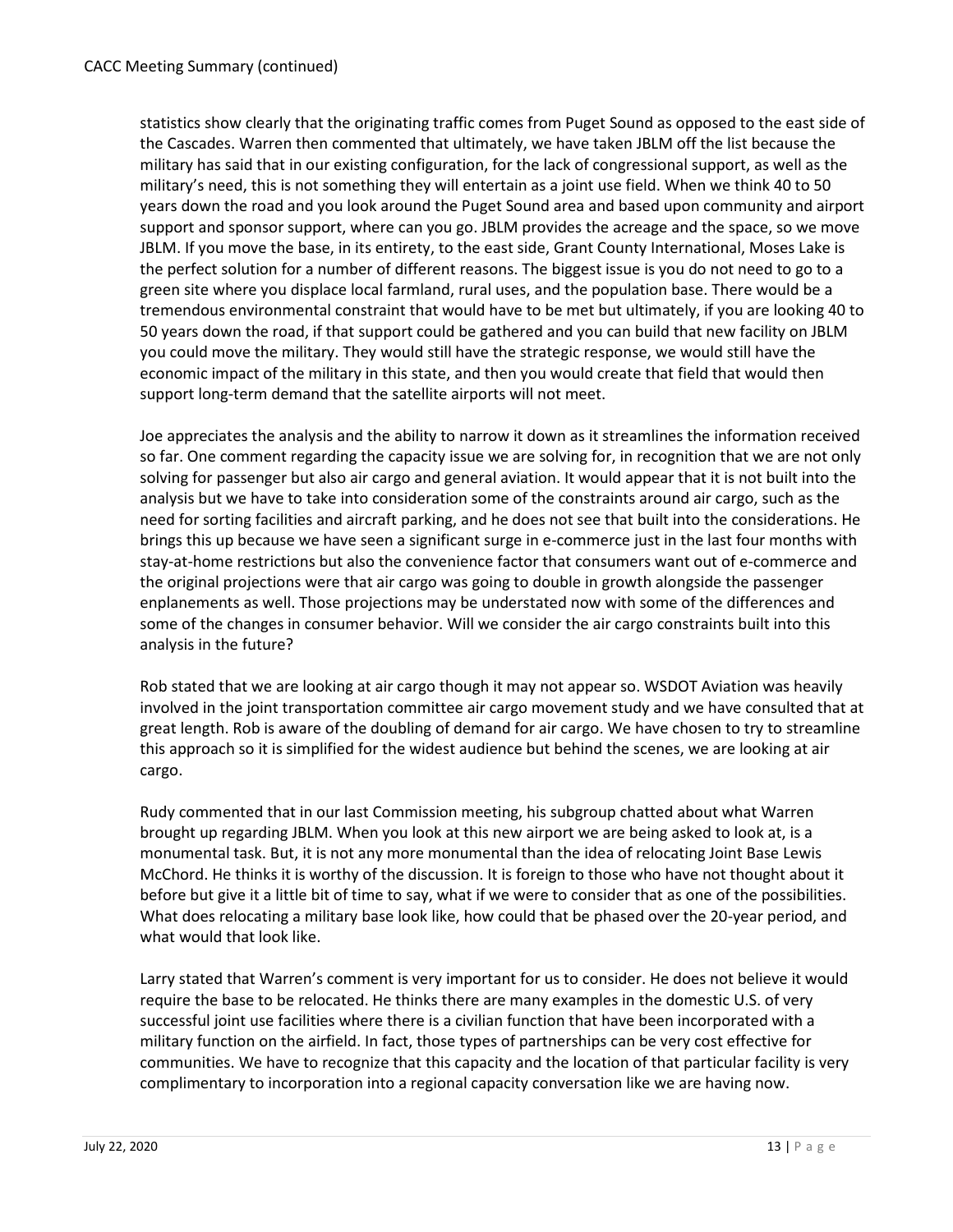statistics show clearly that the originating traffic comes from Puget Sound as opposed to the east side of the Cascades. Warren then commented that ultimately, we have taken JBLM off the list because the military has said that in our existing configuration, for the lack of congressional support, as well as the military's need, this is not something they will entertain as a joint use field. When we think 40 to 50 years down the road and you look around the Puget Sound area and based upon community and airport support and sponsor support, where can you go. JBLM provides the acreage and the space, so we move JBLM. If you move the base, in its entirety, to the east side, Grant County International, Moses Lake is the perfect solution for a number of different reasons. The biggest issue is you do not need to go to a green site where you displace local farmland, rural uses, and the population base. There would be a tremendous environmental constraint that would have to be met but ultimately, if you are looking 40 to 50 years down the road, if that support could be gathered and you can build that new facility on JBLM you could move the military. They would still have the strategic response, we would still have the economic impact of the military in this state, and then you would create that field that would then support long-term demand that the satellite airports will not meet.

Joe appreciates the analysis and the ability to narrow it down as it streamlines the information received so far. One comment regarding the capacity issue we are solving for, in recognition that we are not only solving for passenger but also air cargo and general aviation. It would appear that it is not built into the analysis but we have to take into consideration some of the constraints around air cargo, such as the need for sorting facilities and aircraft parking, and he does not see that built into the considerations. He brings this up because we have seen a significant surge in e-commerce just in the last four months with stay-at-home restrictions but also the convenience factor that consumers want out of e-commerce and the original projections were that air cargo was going to double in growth alongside the passenger enplanements as well. Those projections may be understated now with some of the differences and some of the changes in consumer behavior. Will we consider the air cargo constraints built into this analysis in the future?

Rob stated that we are looking at air cargo though it may not appear so. WSDOT Aviation was heavily involved in the joint transportation committee air cargo movement study and we have consulted that at great length. Rob is aware of the doubling of demand for air cargo. We have chosen to try to streamline this approach so it is simplified for the widest audience but behind the scenes, we are looking at air cargo.

Rudy commented that in our last Commission meeting, his subgroup chatted about what Warren brought up regarding JBLM. When you look at this new airport we are being asked to look at, is a monumental task. But, it is not any more monumental than the idea of relocating Joint Base Lewis McChord. He thinks it is worthy of the discussion. It is foreign to those who have not thought about it before but give it a little bit of time to say, what if we were to consider that as one of the possibilities. What does relocating a military base look like, how could that be phased over the 20-year period, and what would that look like.

Larry stated that Warren's comment is very important for us to consider. He does not believe it would require the base to be relocated. He thinks there are many examples in the domestic U.S. of very successful joint use facilities where there is a civilian function that have been incorporated with a military function on the airfield. In fact, those types of partnerships can be very cost effective for communities. We have to recognize that this capacity and the location of that particular facility is very complimentary to incorporation into a regional capacity conversation like we are having now.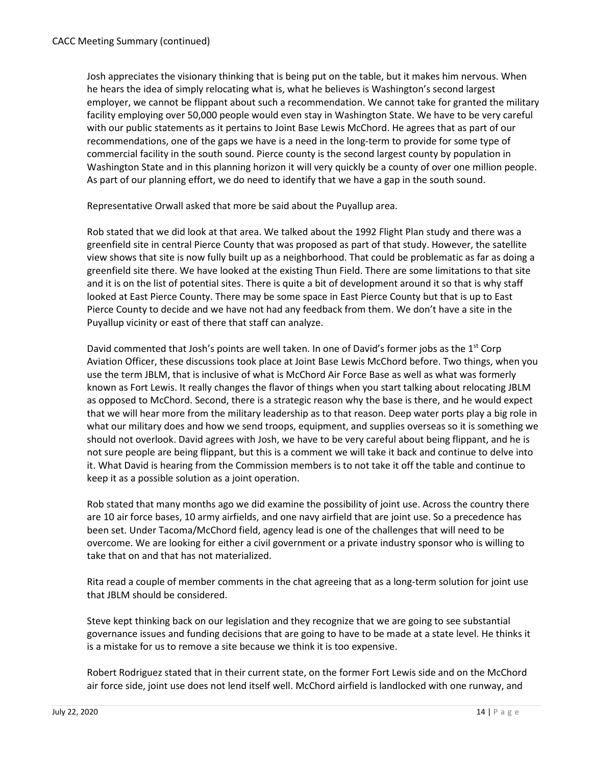Josh appreciates the visionary thinking that is being put on the table, but it makes him nervous. When he hears the idea of simply relocating what is, what he believes is Washington's second largest employer, we cannot be flippant about such a recommendation. We cannot take for granted the military facility employing over 50,000 people would even stay in Washington State. We have to be very careful with our public statements as it pertains to Joint Base Lewis McChord. He agrees that as part of our recommendations, one of the gaps we have is a need in the long-term to provide for some type of commercial facility in the south sound. Pierce county is the second largest county by population in Washington State and in this planning horizon it will very quickly be a county of over one million people. As part of our planning effort, we do need to identify that we have a gap in the south sound.

Representative Orwall asked that more be said about the Puyallup area.

Rob stated that we did look at that area. We talked about the 1992 Flight Plan study and there was a greenfield site in central Pierce County that was proposed as part of that study. However, the satellite view shows that site is now fully built up as a neighborhood. That could be problematic as far as doing a greenfield site there. We have looked at the existing Thun Field. There are some limitations to that site and it is on the list of potential sites. There is quite a bit of development around it so that is why staff looked at East Pierce County. There may be some space in East Pierce County but that is up to East Pierce County to decide and we have not had any feedback from them. We don't have a site in the Puyallup vicinity or east of there that staff can analyze.

David commented that Josh's points are well taken. In one of David's former jobs as the 1st Corp Aviation Officer, these discussions took place at Joint Base Lewis McChord before. Two things, when you use the term JBLM, that is inclusive of what is McChord Air Force Base as well as what was formerly known as Fort Lewis. It really changes the flavor of things when you start talking about relocating JBLM as opposed to McChord. Second, there is a strategic reason why the base is there, and he would expect that we will hear more from the military leadership as to that reason. Deep water ports play a big role in what our military does and how we send troops, equipment, and supplies overseas so it is something we should not overlook. David agrees with Josh, we have to be very careful about being flippant, and he is not sure people are being flippant, but this is a comment we will take it back and continue to delve into it. What David is hearing from the Commission members is to not take it off the table and continue to keep it as a possible solution as a joint operation.

Rob stated that many months ago we did examine the possibility of joint use. Across the country there are 10 air force bases, 10 army airfields, and one navy airfield that are joint use. So a precedence has been set. Under Tacoma/McChord field, agency lead is one of the challenges that will need to be overcome. We are looking for either a civil government or a private industry sponsor who is willing to take that on and that has not materialized.

Rita read a couple of member comments in the chat agreeing that as a long-term solution for joint use that JBLM should be considered.

Steve kept thinking back on our legislation and they recognize that we are going to see substantial governance issues and funding decisions that are going to have to be made at a state level. He thinks it is a mistake for us to remove a site because we think it is too expensive.

Robert Rodriguez stated that in their current state, on the former Fort Lewis side and on the McChord air force side, joint use does not lend itself well. McChord airfield is landlocked with one runway, and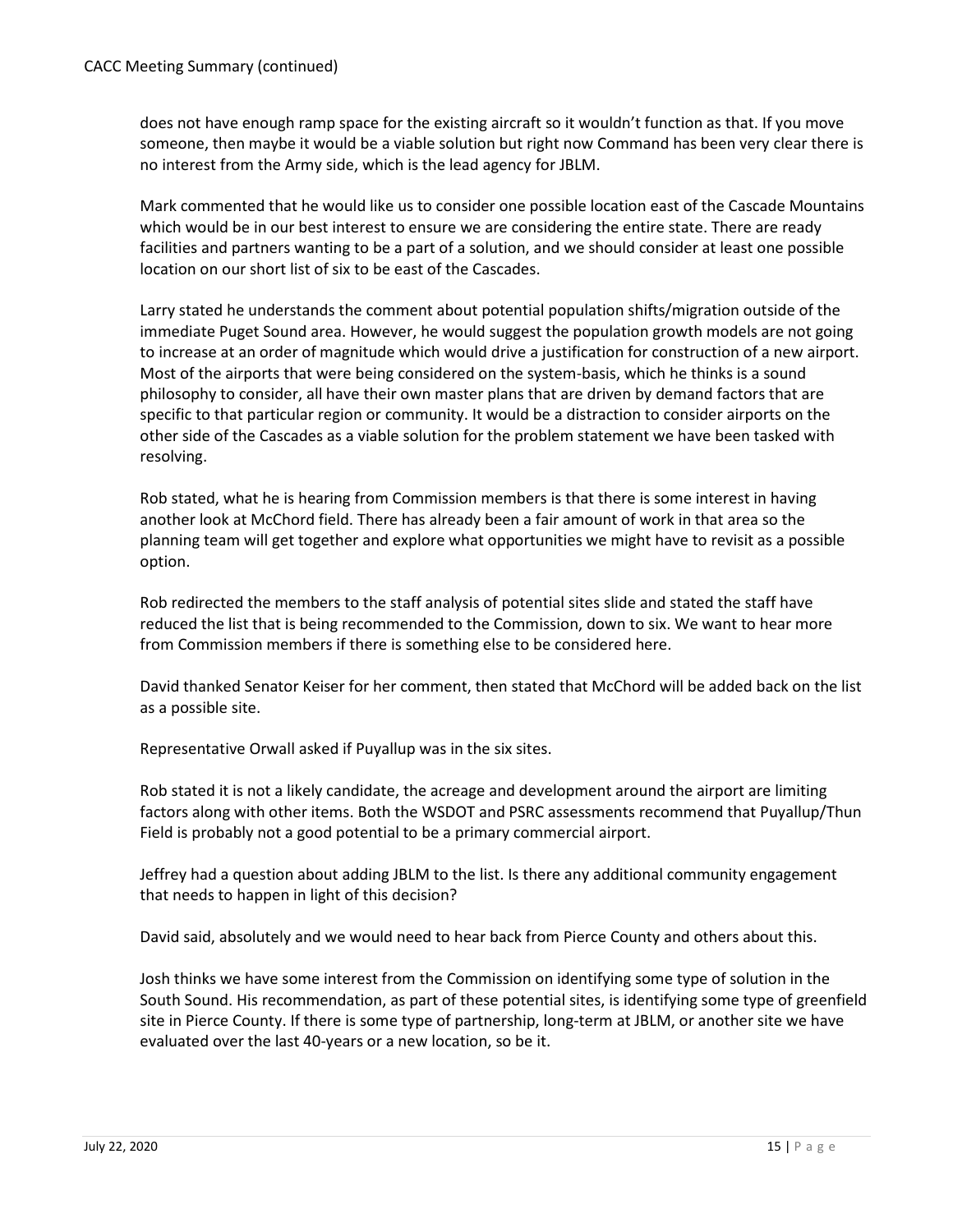does not have enough ramp space for the existing aircraft so it wouldn't function as that. If you move someone, then maybe it would be a viable solution but right now Command has been very clear there is no interest from the Army side, which is the lead agency for JBLM.

Mark commented that he would like us to consider one possible location east of the Cascade Mountains which would be in our best interest to ensure we are considering the entire state. There are ready facilities and partners wanting to be a part of a solution, and we should consider at least one possible location on our short list of six to be east of the Cascades.

Larry stated he understands the comment about potential population shifts/migration outside of the immediate Puget Sound area. However, he would suggest the population growth models are not going to increase at an order of magnitude which would drive a justification for construction of a new airport. Most of the airports that were being considered on the system-basis, which he thinks is a sound philosophy to consider, all have their own master plans that are driven by demand factors that are specific to that particular region or community. It would be a distraction to consider airports on the other side of the Cascades as a viable solution for the problem statement we have been tasked with resolving.

Rob stated, what he is hearing from Commission members is that there is some interest in having another look at McChord field. There has already been a fair amount of work in that area so the planning team will get together and explore what opportunities we might have to revisit as a possible option.

Rob redirected the members to the staff analysis of potential sites slide and stated the staff have reduced the list that is being recommended to the Commission, down to six. We want to hear more from Commission members if there is something else to be considered here.

David thanked Senator Keiser for her comment, then stated that McChord will be added back on the list as a possible site.

Representative Orwall asked if Puyallup was in the six sites.

Rob stated it is not a likely candidate, the acreage and development around the airport are limiting factors along with other items. Both the WSDOT and PSRC assessments recommend that Puyallup/Thun Field is probably not a good potential to be a primary commercial airport.

Jeffrey had a question about adding JBLM to the list. Is there any additional community engagement that needs to happen in light of this decision?

David said, absolutely and we would need to hear back from Pierce County and others about this.

Josh thinks we have some interest from the Commission on identifying some type of solution in the South Sound. His recommendation, as part of these potential sites, is identifying some type of greenfield site in Pierce County. If there is some type of partnership, long-term at JBLM, or another site we have evaluated over the last 40-years or a new location, so be it.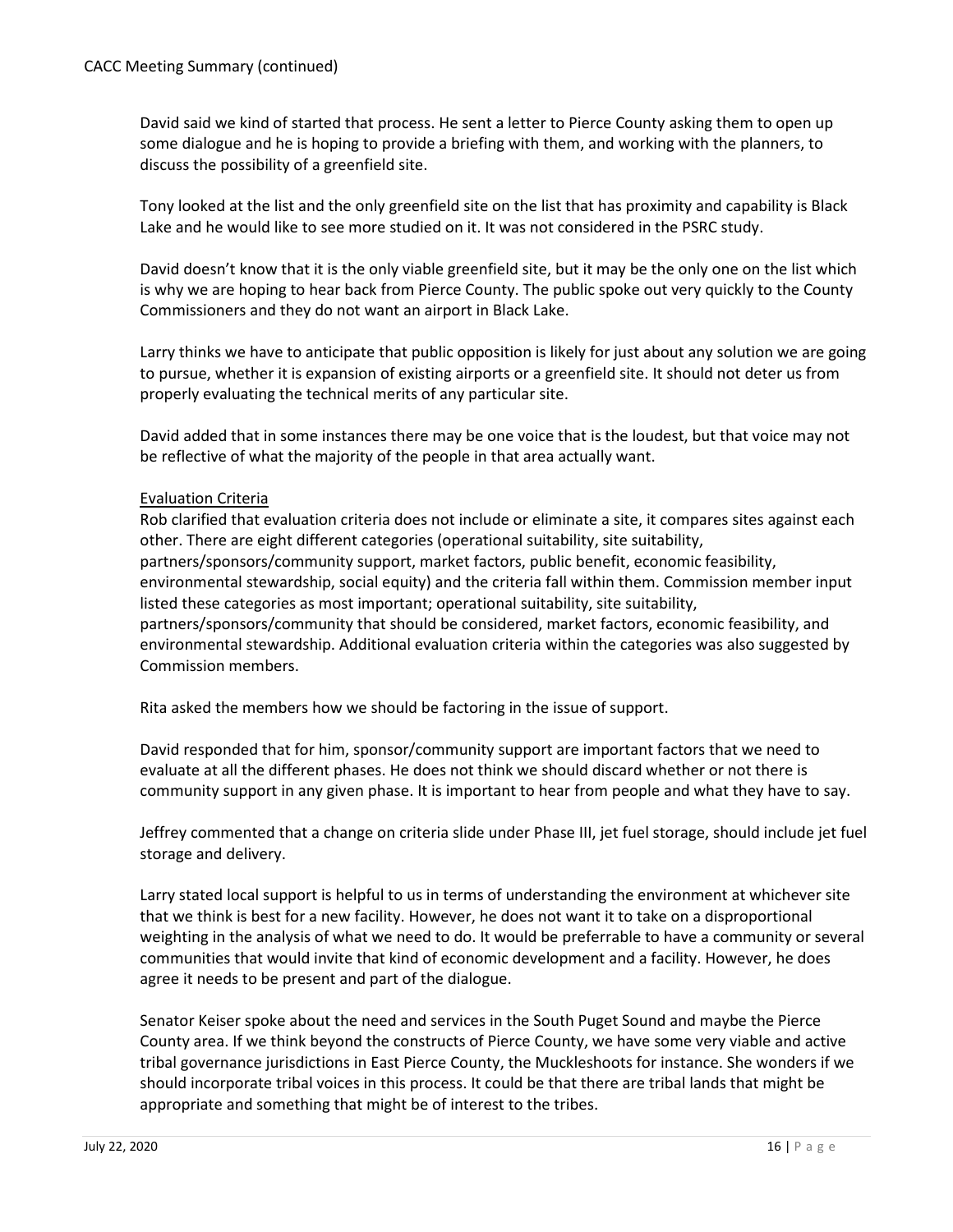David said we kind of started that process. He sent a letter to Pierce County asking them to open up some dialogue and he is hoping to provide a briefing with them, and working with the planners, to discuss the possibility of a greenfield site.

Tony looked at the list and the only greenfield site on the list that has proximity and capability is Black Lake and he would like to see more studied on it. It was not considered in the PSRC study.

David doesn't know that it is the only viable greenfield site, but it may be the only one on the list which is why we are hoping to hear back from Pierce County. The public spoke out very quickly to the County Commissioners and they do not want an airport in Black Lake.

Larry thinks we have to anticipate that public opposition is likely for just about any solution we are going to pursue, whether it is expansion of existing airports or a greenfield site. It should not deter us from properly evaluating the technical merits of any particular site.

David added that in some instances there may be one voice that is the loudest, but that voice may not be reflective of what the majority of the people in that area actually want.

Evaluation Criteria

Rob clarified that evaluation criteria does not include or eliminate a site, it compares sites against each other. There are eight different categories (operational suitability, site suitability, partners/sponsors/community support, market factors, public benefit, economic feasibility, environmental stewardship, social equity) and the criteria fall within them. Commission member input listed these categories as most important; operational suitability, site suitability, partners/sponsors/community that should be considered, market factors, economic feasibility, and environmental stewardship. Additional evaluation criteria within the categories was also suggested by Commission members.

Rita asked the members how we should be factoring in the issue of support.

David responded that for him, sponsor/community support are important factors that we need to evaluate at all the different phases. He does not think we should discard whether or not there is community support in any given phase. It is important to hear from people and what they have to say.

Jeffrey commented that a change on criteria slide under Phase III, jet fuel storage, should include jet fuel storage and delivery.

Larry stated local support is helpful to us in terms of understanding the environment at whichever site that we think is best for a new facility. However, he does not want it to take on a disproportional weighting in the analysis of what we need to do. It would be preferrable to have a community or several communities that would invite that kind of economic development and a facility. However, he does agree it needs to be present and part of the dialogue.

Senator Keiser spoke about the need and services in the South Puget Sound and maybe the Pierce County area. If we think beyond the constructs of Pierce County, we have some very viable and active tribal governance jurisdictions in East Pierce County, the Muckleshoots for instance. She wonders if we should incorporate tribal voices in this process. It could be that there are tribal lands that might be appropriate and something that might be of interest to the tribes.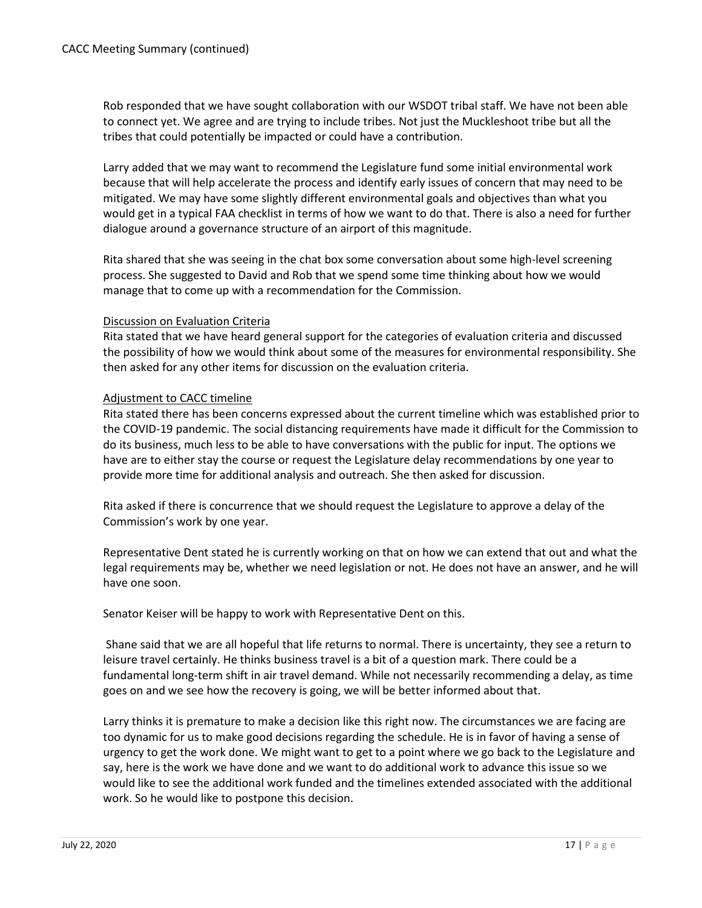Rob responded that we have sought collaboration with our WSDOT tribal staff. We have not been able to connect yet. We agree and are trying to include tribes. Not just the Muckleshoot tribe but all the tribes that could potentially be impacted or could have a contribution.

Larry added that we may want to recommend the Legislature fund some initial environmental work because that will help accelerate the process and identify early issues of concern that may need to be mitigated. We may have some slightly different environmental goals and objectives than what you would get in a typical FAA checklist in terms of how we want to do that. There is also a need for further dialogue around a governance structure of an airport of this magnitude.

Rita shared that she was seeing in the chat box some conversation about some high-level screening process. She suggested to David and Rob that we spend some time thinking about how we would manage that to come up with a recommendation for the Commission.

Discussion on Evaluation Criteria

Rita stated that we have heard general support for the categories of evaluation criteria and discussed the possibility of how we would think about some of the measures for environmental responsibility. She then asked for any other items for discussion on the evaluation criteria.

Adjustment to CACC timeline

Rita stated there has been concerns expressed about the current timeline which was established prior to the COVID-19 pandemic. The social distancing requirements have made it difficult for the Commission to do its business, much less to be able to have conversations with the public for input. The options we have are to either stay the course or request the Legislature delay recommendations by one year to provide more time for additional analysis and outreach. She then asked for discussion.

Rita asked if there is concurrence that we should request the Legislature to approve a delay of the Commission's work by one year.

Representative Dent stated he is currently working on that on how we can extend that out and what the legal requirements may be, whether we need legislation or not. He does not have an answer, and he will have one soon.

Senator Keiser will be happy to work with Representative Dent on this.

Shane said that we are all hopeful that life returns to normal. There is uncertainty, they see a return to leisure travel certainly. He thinks business travel is a bit of a question mark. There could be a fundamental long-term shift in air travel demand. While not necessarily recommending a delay, as time goes on and we see how the recovery is going, we will be better informed about that.

Larry thinks it is premature to make a decision like this right now. The circumstances we are facing are too dynamic for us to make good decisions regarding the schedule. He is in favor of having a sense of urgency to get the work done. We might want to get to a point where we go back to the Legislature and say, here is the work we have done and we want to do additional work to advance this issue so we would like to see the additional work funded and the timelines extended associated with the additional work. So he would like to postpone this decision.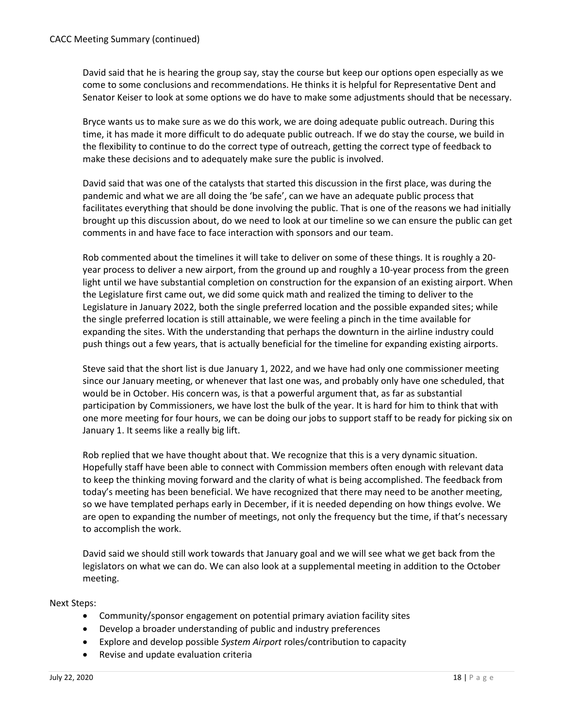David said that he is hearing the group say, stay the course but keep our options open especially as we come to some conclusions and recommendations. He thinks it is helpful for Representative Dent and Senator Keiser to look at some options we do have to make some adjustments should that be necessary.

Bryce wants us to make sure as we do this work, we are doing adequate public outreach. During this time, it has made it more difficult to do adequate public outreach. If we do stay the course, we build in the flexibility to continue to do the correct type of outreach, getting the correct type of feedback to make these decisions and to adequately make sure the public is involved.

David said that was one of the catalysts that started this discussion in the first place, was during the pandemic and what we are all doing the 'be safe', can we have an adequate public process that facilitates everything that should be done involving the public. That is one of the reasons we had initially brought up this discussion about, do we need to look at our timeline so we can ensure the public can get comments in and have face to face interaction with sponsors and our team.

Rob commented about the timelines it will take to deliver on some of these things. It is roughly a 20-year process to deliver a new airport, from the ground up and roughly a 10-year process from the green light until we have substantial completion on construction for the expansion of an existing airport. When the Legislature first came out, we did some quick math and realized the timing to deliver to the Legislature in January 2022, both the single preferred location and the possible expanded sites; while the single preferred location is still attainable, we were feeling a pinch in the time available for expanding the sites. With the understanding that perhaps the downturn in the airline industry could push things out a few years, that is actually beneficial for the timeline for expanding existing airports.

Steve said that the short list is due January 1, 2022, and we have had only one commissioner meeting since our January meeting, or whenever that last one was, and probably only have one scheduled, that would be in October. His concern was, is that a powerful argument that, as far as substantial participation by Commissioners, we have lost the bulk of the year. It is hard for him to think that with one more meeting for four hours, we can be doing our jobs to support staff to be ready for picking six on January 1. It seems like a really big lift.

Rob replied that we have thought about that. We recognize that this is a very dynamic situation. Hopefully staff have been able to connect with Commission members often enough with relevant data to keep the thinking moving forward and the clarity of what is being accomplished. The feedback from today's meeting has been beneficial. We have recognized that there may need to be another meeting, so we have templated perhaps early in December, if it is needed depending on how things evolve. We are open to expanding the number of meetings, not only the frequency but the time, if that's necessary to accomplish the work.

David said we should still work towards that January goal and we will see what we get back from the legislators on what we can do. We can also look at a supplemental meeting in addition to the October meeting.

Next Steps:

- Community/sponsor engagement on potential primary aviation facility sites
- Develop a broader understanding of public and industry preferences
- Explore and develop possible *System Airport* roles/contribution to capacity
- Revise and update evaluation criteria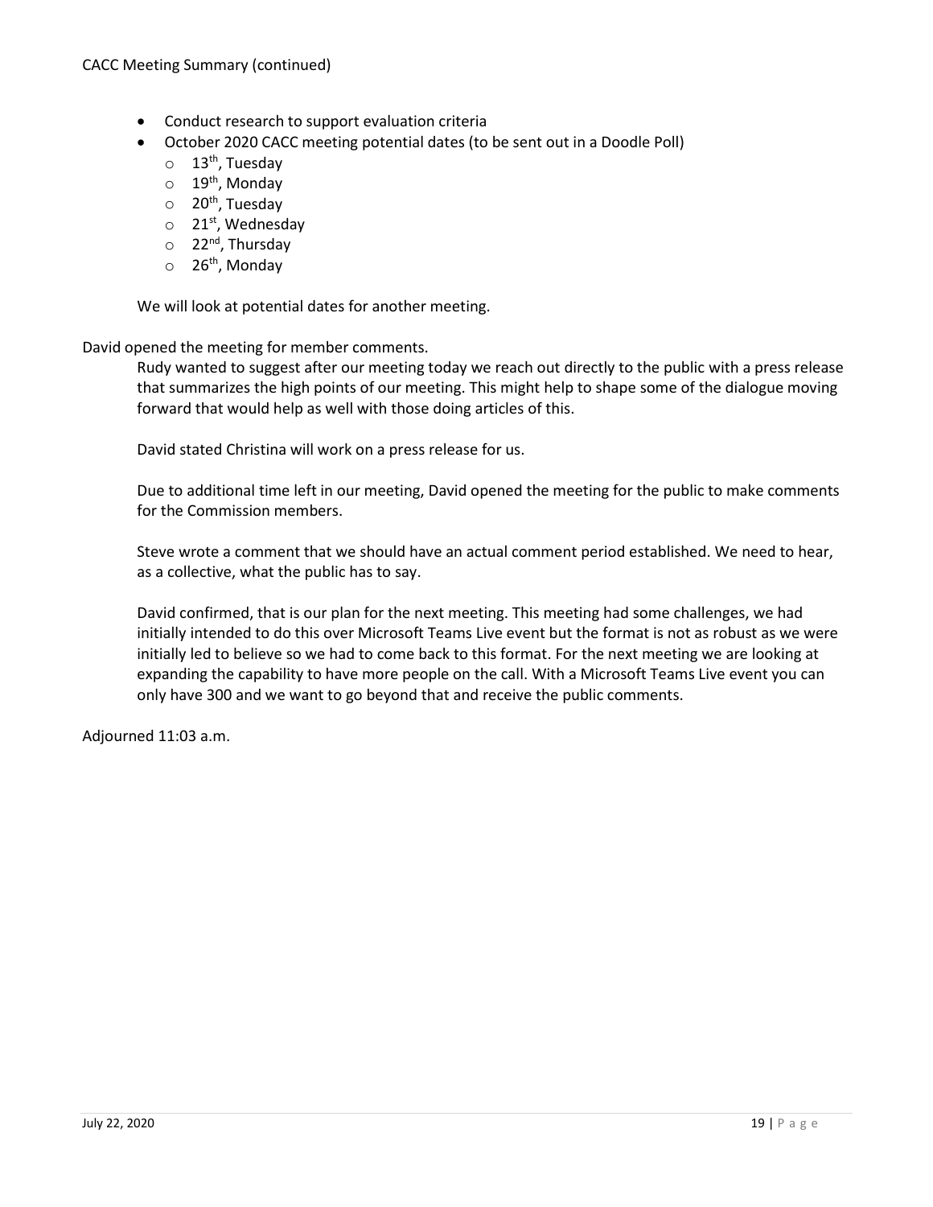- Conduct research to support evaluation criteria
- October 2020 CACC meeting potential dates (to be sent out in a Doodle Poll)
  - 13th, Tuesday
  - 19th, Monday
  - 20th, Tuesday
  - 21st, Wednesday
  - 22nd, Thursday
  - 26th, Monday

We will look at potential dates for another meeting.

David opened the meeting for member comments.

Rudy wanted to suggest after our meeting today we reach out directly to the public with a press release that summarizes the high points of our meeting. This might help to shape some of the dialogue moving forward that would help as well with those doing articles of this.

David stated Christina will work on a press release for us.

Due to additional time left in our meeting, David opened the meeting for the public to make comments for the Commission members.

Steve wrote a comment that we should have an actual comment period established. We need to hear, as a collective, what the public has to say.

David confirmed, that is our plan for the next meeting. This meeting had some challenges, we had initially intended to do this over Microsoft Teams Live event but the format is not as robust as we were initially led to believe so we had to come back to this format. For the next meeting we are looking at expanding the capability to have more people on the call. With a Microsoft Teams Live event you can only have 300 and we want to go beyond that and receive the public comments.

Adjourned 11:03 a.m.